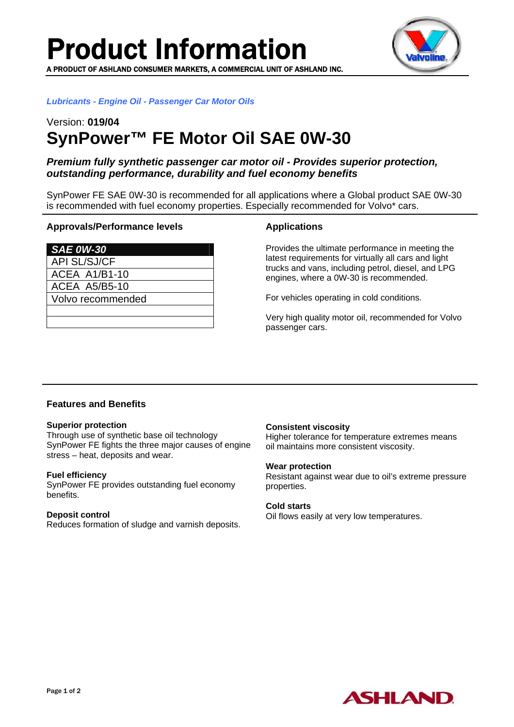# Product Information

A PRODUCT OF ASHLAND CONSUMER MARKETS, A COMMERCIAL UNIT OF ASHLAND INC.

*Lubricants - Engine Oil - Passenger Car Motor Oils*

Version: **019/04**

## SynPower™ FE Motor Oil SAE 0W-30

***Premium fully synthetic passenger car motor oil - Provides superior protection, outstanding performance, durability and fuel economy benefits***

SynPower FE SAE 0W-30 is recommended for all applications where a Global product SAE 0W-30 is recommended with fuel economy properties. Especially recommended for Volvo* cars.

### Approvals/Performance levels

| *SAE 0W-30* |
|---|
| API SL/SJ/CF |
| ACEA A1/B1-10 |
| ACEA A5/B5-10 |
| Volvo recommended |
| |
| |

### Applications

Provides the ultimate performance in meeting the latest requirements for virtually all cars and light trucks and vans, including petrol, diesel, and LPG engines, where a 0W-30 is recommended.

For vehicles operating in cold conditions.

Very high quality motor oil, recommended for Volvo passenger cars.

### Features and Benefits

**Superior protection**
Through use of synthetic base oil technology SynPower FE fights the three major causes of engine stress – heat, deposits and wear.

**Fuel efficiency**
SynPower FE provides outstanding fuel economy benefits.

**Deposit control**
Reduces formation of sludge and varnish deposits.

**Consistent viscosity**
Higher tolerance for temperature extremes means oil maintains more consistent viscosity.

**Wear protection**
Resistant against wear due to oil's extreme pressure properties.

**Cold starts**
Oil flows easily at very low temperatures.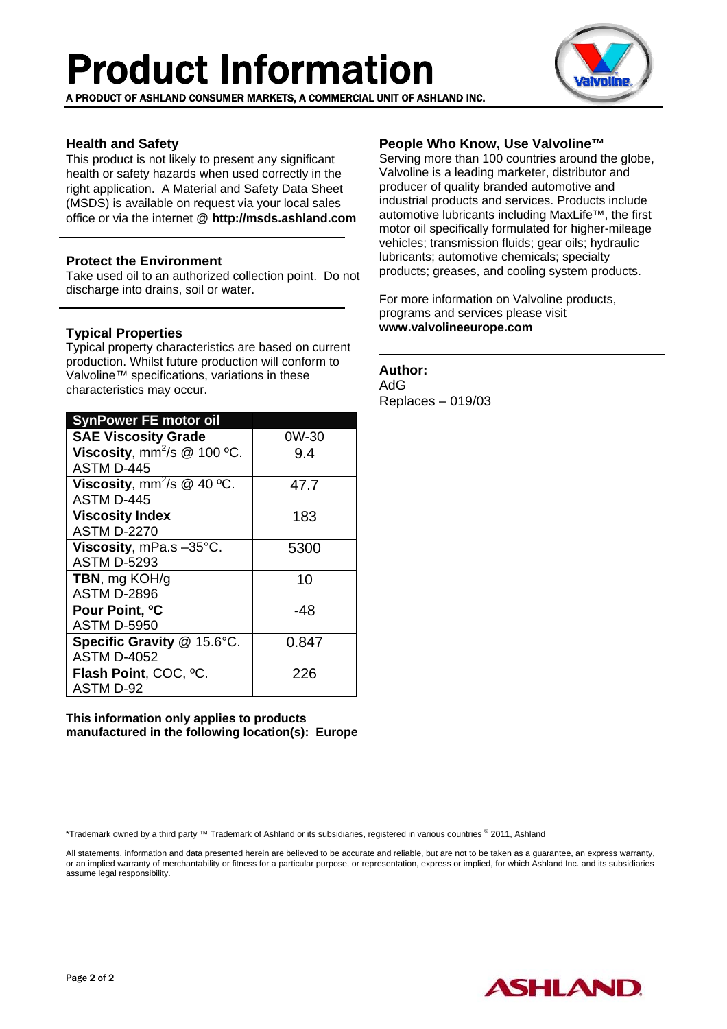# Product Information

**A PRODUCT OF ASHLAND CONSUMER MARKETS, A COMMERCIAL UNIT OF ASHLAND INC.**

### Health and Safety

This product is not likely to present any significant health or safety hazards when used correctly in the right application. A Material and Safety Data Sheet (MSDS) is available on request via your local sales office or via the internet @ **http://msds.ashland.com**

### Protect the Environment

Take used oil to an authorized collection point. Do not discharge into drains, soil or water.

### Typical Properties

Typical property characteristics are based on current production. Whilst future production will conform to Valvoline™ specifications, variations in these characteristics may occur.

| **SynPower FE motor oil** | |
|---|---|
| **SAE Viscosity Grade** | 0W-30 |
| **Viscosity**, $mm^2/s$ @ 100 ºC. ASTM D-445 | 9.4 |
| **Viscosity**, $mm^2/s$ @ 40 ºC. ASTM D-445 | 47.7 |
| **Viscosity Index** ASTM D-2270 | 183 |
| **Viscosity**, mPa.s –35°C. ASTM D-5293 | 5300 |
| **TBN**, mg KOH/g ASTM D-2896 | 10 |
| **Pour Point, ºC** ASTM D-5950 | -48 |
| **Specific Gravity** @ 15.6°C. ASTM D-4052 | 0.847 |
| **Flash Point**, COC, ºC. ASTM D-92 | 226 |

**This information only applies to products manufactured in the following location(s): Europe**

### People Who Know, Use Valvoline™

Serving more than 100 countries around the globe, Valvoline is a leading marketer, distributor and producer of quality branded automotive and industrial products and services. Products include automotive lubricants including MaxLife™, the first motor oil specifically formulated for higher-mileage vehicles; transmission fluids; gear oils; hydraulic lubricants; automotive chemicals; specialty products; greases, and cooling system products.

For more information on Valvoline products, programs and services please visit **www.valvolineeurope.com**

**Author:**
AdG
Replaces – 019/03

*Trademark owned by a third party ™ Trademark of Ashland or its subsidiaries, registered in various countries © 2011, Ashland

All statements, information and data presented herein are believed to be accurate and reliable, but are not to be taken as a guarantee, an express warranty, or an implied warranty of merchantability or fitness for a particular purpose, or representation, express or implied, for which Ashland Inc. and its subsidiaries assume legal responsibility.